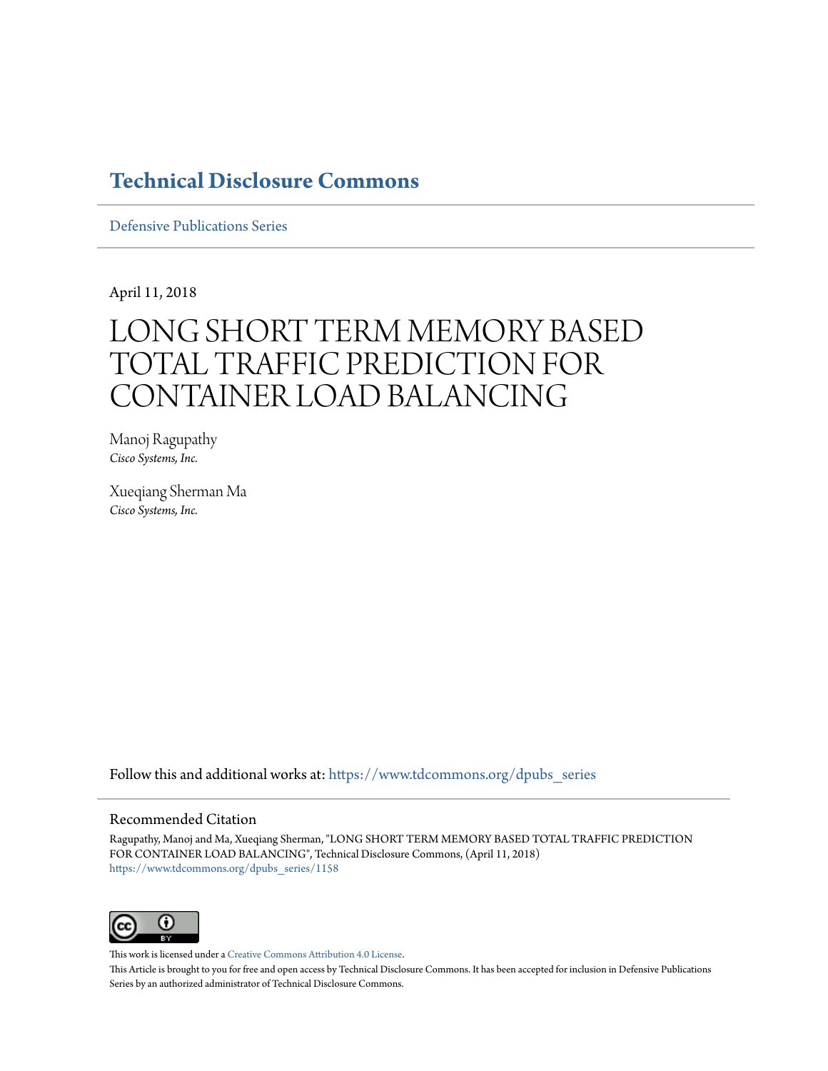# Technical Disclosure Commons

Defensive Publications Series

April 11, 2018

# LONG SHORT TERM MEMORY BASED TOTAL TRAFFIC PREDICTION FOR CONTAINER LOAD BALANCING

Manoj Ragupathy
*Cisco Systems, Inc.*

Xueqiang Sherman Ma
*Cisco Systems, Inc.*

Follow this and additional works at: https://www.tdcommons.org/dpubs_series

## Recommended Citation

Ragupathy, Manoj and Ma, Xueqiang Sherman, "LONG SHORT TERM MEMORY BASED TOTAL TRAFFIC PREDICTION FOR CONTAINER LOAD BALANCING", Technical Disclosure Commons, (April 11, 2018)
https://www.tdcommons.org/dpubs_series/1158

This work is licensed under a Creative Commons Attribution 4.0 License.

This Article is brought to you for free and open access by Technical Disclosure Commons. It has been accepted for inclusion in Defensive Publications Series by an authorized administrator of Technical Disclosure Commons.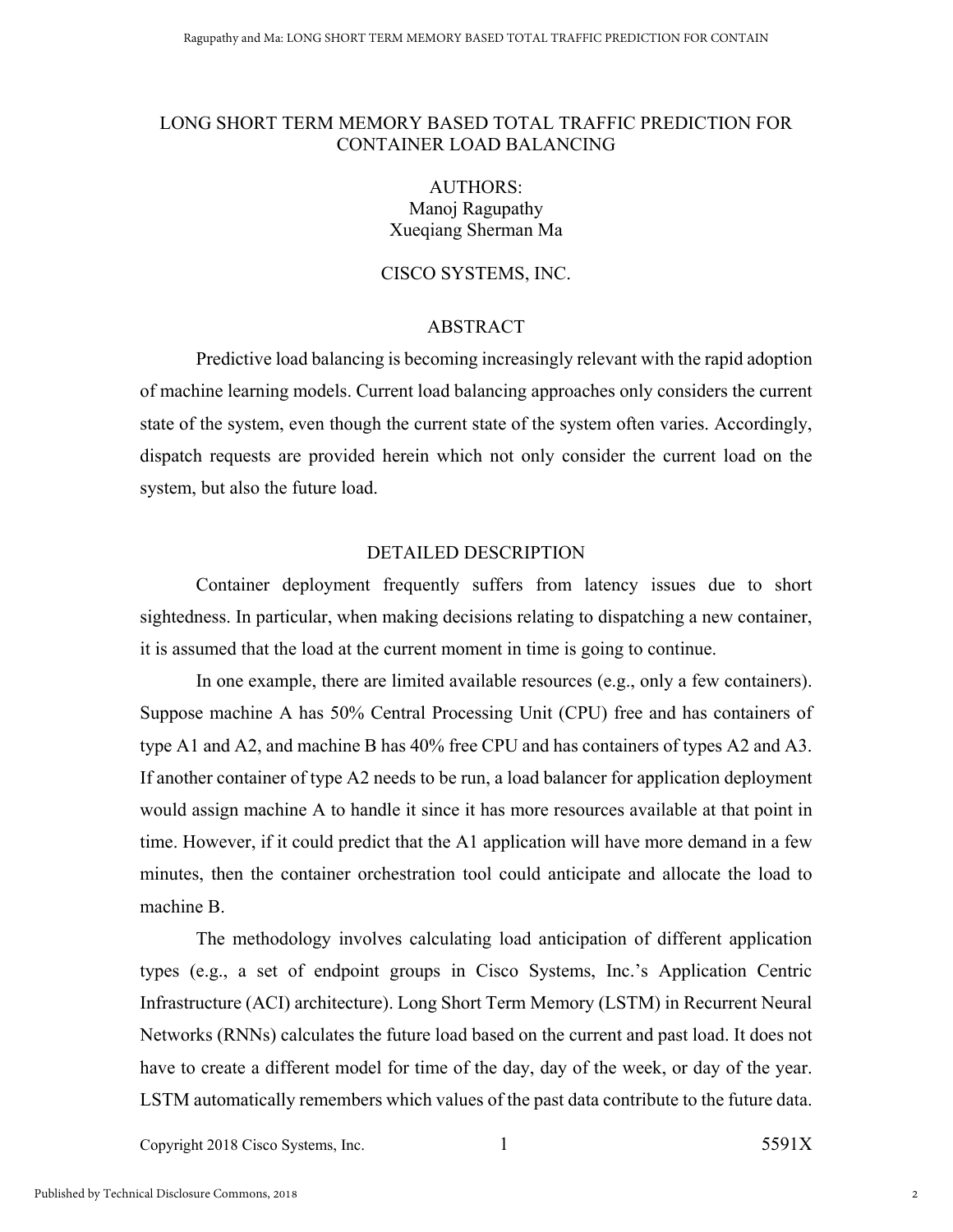# LONG SHORT TERM MEMORY BASED TOTAL TRAFFIC PREDICTION FOR CONTAINER LOAD BALANCING

AUTHORS:
Manoj Ragupathy
Xueqiang Sherman Ma

CISCO SYSTEMS, INC.

## ABSTRACT

Predictive load balancing is becoming increasingly relevant with the rapid adoption of machine learning models. Current load balancing approaches only considers the current state of the system, even though the current state of the system often varies. Accordingly, dispatch requests are provided herein which not only consider the current load on the system, but also the future load.

## DETAILED DESCRIPTION

Container deployment frequently suffers from latency issues due to short sightedness. In particular, when making decisions relating to dispatching a new container, it is assumed that the load at the current moment in time is going to continue.

In one example, there are limited available resources (e.g., only a few containers). Suppose machine A has 50% Central Processing Unit (CPU) free and has containers of type A1 and A2, and machine B has 40% free CPU and has containers of types A2 and A3. If another container of type A2 needs to be run, a load balancer for application deployment would assign machine A to handle it since it has more resources available at that point in time. However, if it could predict that the A1 application will have more demand in a few minutes, then the container orchestration tool could anticipate and allocate the load to machine B.

The methodology involves calculating load anticipation of different application types (e.g., a set of endpoint groups in Cisco Systems, Inc.'s Application Centric Infrastructure (ACI) architecture). Long Short Term Memory (LSTM) in Recurrent Neural Networks (RNNs) calculates the future load based on the current and past load. It does not have to create a different model for time of the day, day of the week, or day of the year. LSTM automatically remembers which values of the past data contribute to the future data.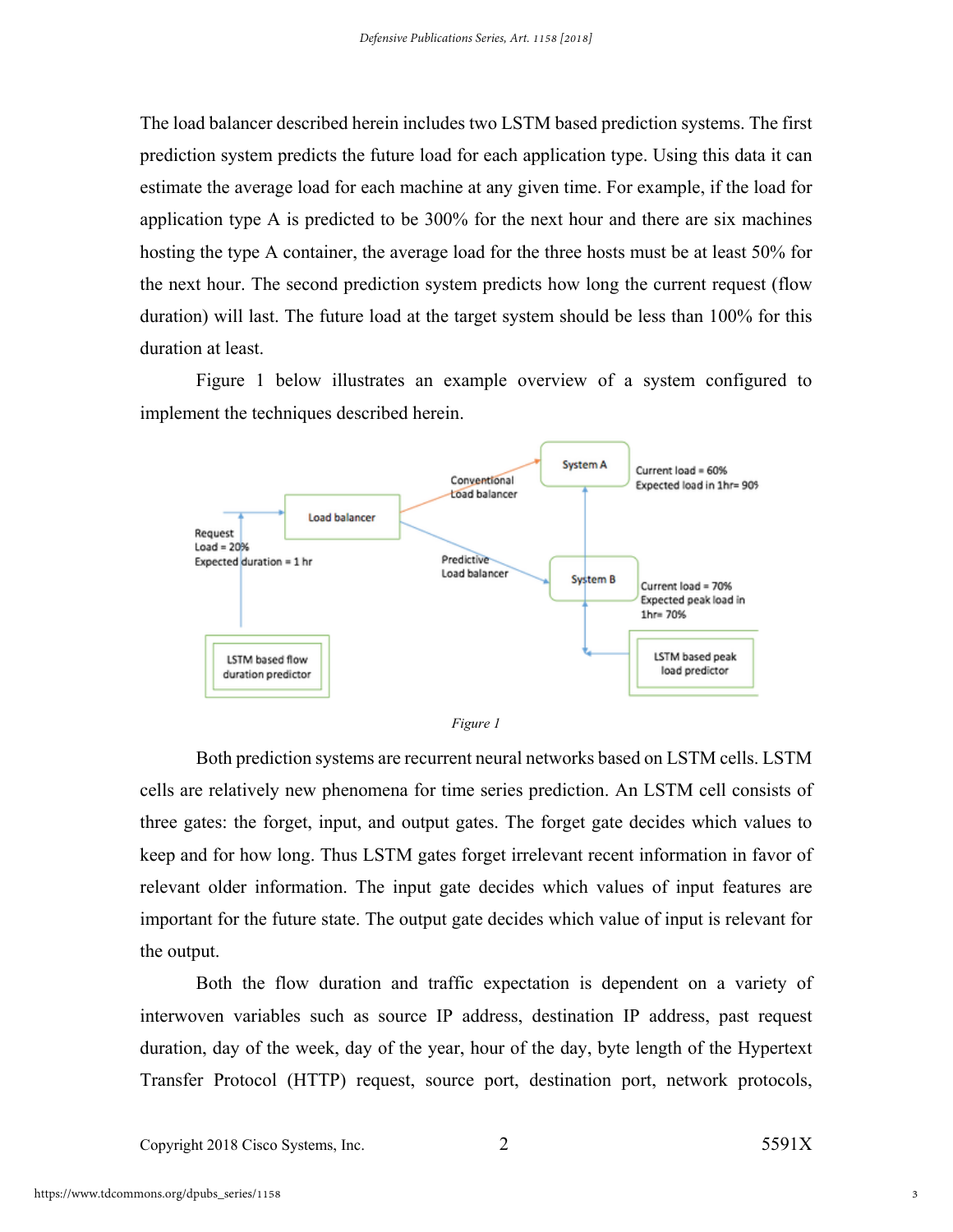The load balancer described herein includes two LSTM based prediction systems. The first prediction system predicts the future load for each application type. Using this data it can estimate the average load for each machine at any given time. For example, if the load for application type A is predicted to be 300% for the next hour and there are six machines hosting the type A container, the average load for the three hosts must be at least 50% for the next hour. The second prediction system predicts how long the current request (flow duration) will last. The future load at the target system should be less than 100% for this duration at least.

Figure 1 below illustrates an example overview of a system configured to implement the techniques described herein.

Figure 1

Both prediction systems are recurrent neural networks based on LSTM cells. LSTM cells are relatively new phenomena for time series prediction. An LSTM cell consists of three gates: the forget, input, and output gates. The forget gate decides which values to keep and for how long. Thus LSTM gates forget irrelevant recent information in favor of relevant older information. The input gate decides which values of input features are important for the future state. The output gate decides which value of input is relevant for the output.

Both the flow duration and traffic expectation is dependent on a variety of interwoven variables such as source IP address, destination IP address, past request duration, day of the week, day of the year, hour of the day, byte length of the Hypertext Transfer Protocol (HTTP) request, source port, destination port, network protocols,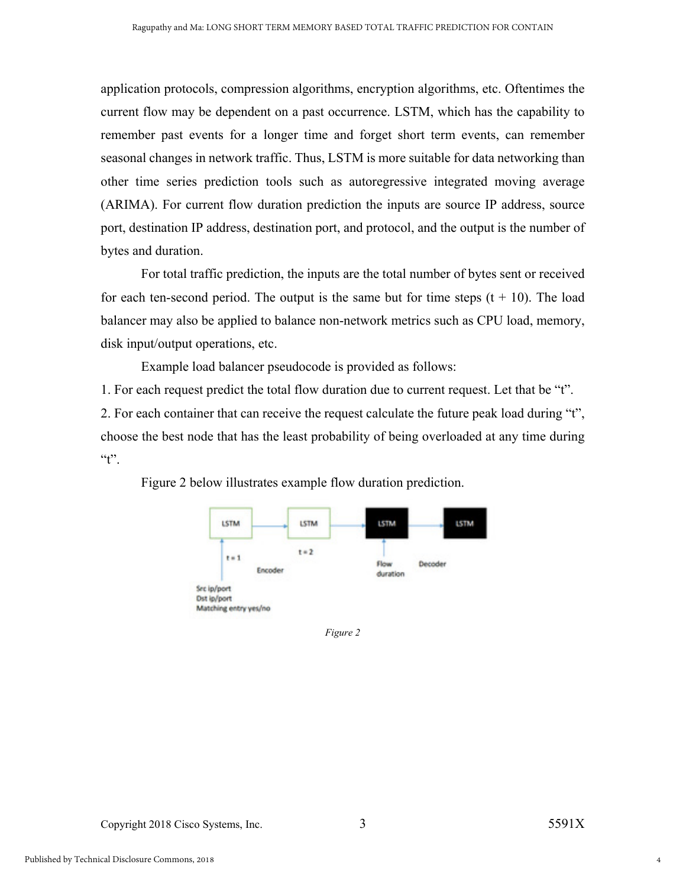application protocols, compression algorithms, encryption algorithms, etc. Oftentimes the current flow may be dependent on a past occurrence. LSTM, which has the capability to remember past events for a longer time and forget short term events, can remember seasonal changes in network traffic. Thus, LSTM is more suitable for data networking than other time series prediction tools such as autoregressive integrated moving average (ARIMA). For current flow duration prediction the inputs are source IP address, source port, destination IP address, destination port, and protocol, and the output is the number of bytes and duration.

For total traffic prediction, the inputs are the total number of bytes sent or received for each ten-second period. The output is the same but for time steps (t + 10). The load balancer may also be applied to balance non-network metrics such as CPU load, memory, disk input/output operations, etc.

Example load balancer pseudocode is provided as follows:

1. For each request predict the total flow duration due to current request. Let that be "t".
2. For each container that can receive the request calculate the future peak load during "t", choose the best node that has the least probability of being overloaded at any time during "t".

Figure 2 below illustrates example flow duration prediction.

LSTM → LSTM → LSTM → LSTM

t = 1, t = 2, Encoder, Flow duration, Decoder

Src ip/port
Dst ip/port
Matching entry yes/no

*Figure 2*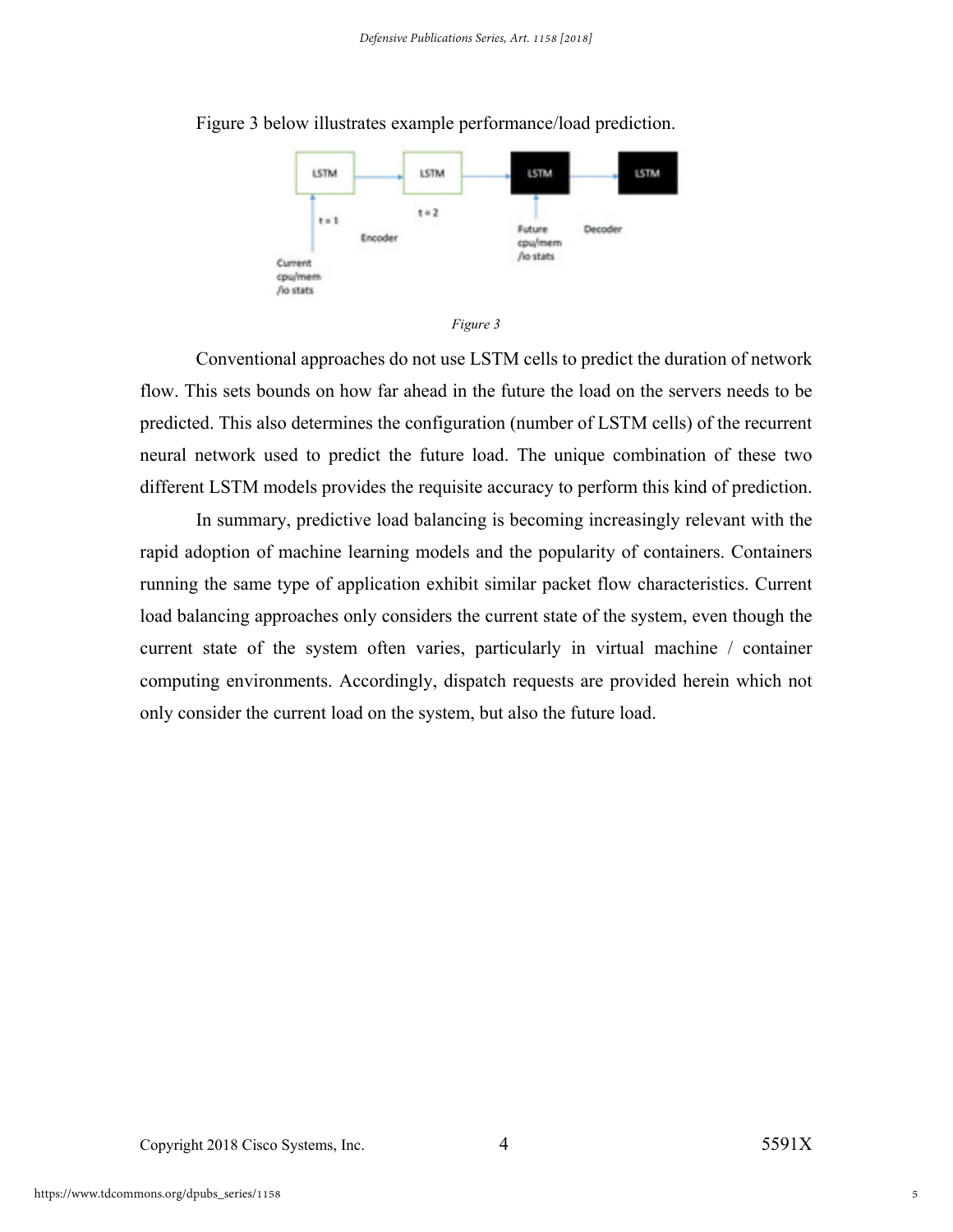Figure 3 below illustrates example performance/load prediction.

LSTM
LSTM
LSTM
LSTM
t = 1
t = 2
Encoder
Future cpu/mem /io stats
Decoder
Current cpu/mem /io stats

*Figure 3*

Conventional approaches do not use LSTM cells to predict the duration of network flow. This sets bounds on how far ahead in the future the load on the servers needs to be predicted. This also determines the configuration (number of LSTM cells) of the recurrent neural network used to predict the future load. The unique combination of these two different LSTM models provides the requisite accuracy to perform this kind of prediction.

In summary, predictive load balancing is becoming increasingly relevant with the rapid adoption of machine learning models and the popularity of containers. Containers running the same type of application exhibit similar packet flow characteristics. Current load balancing approaches only considers the current state of the system, even though the current state of the system often varies, particularly in virtual machine / container computing environments. Accordingly, dispatch requests are provided herein which not only consider the current load on the system, but also the future load.